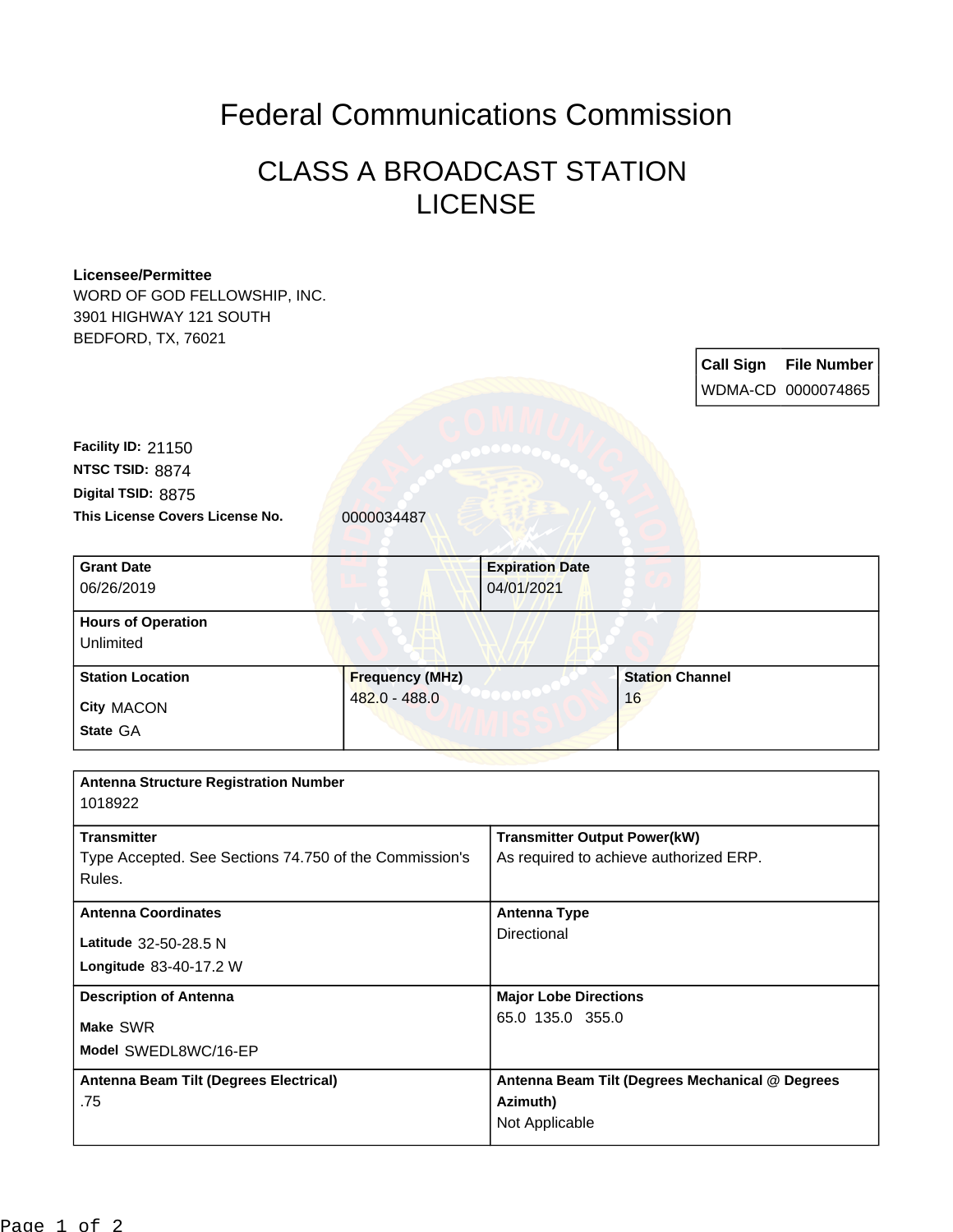# Federal Communications Commission

## CLASS A BROADCAST STATION LICENSE

**Licensee/Permittee**
WORD OF GOD FELLOWSHIP, INC.
3901 HIGHWAY 121 SOUTH
BEDFORD, TX, 76021

| Call Sign | File Number |
|---|---|
| WDMA-CD | 0000074865 |

**Facility ID:** 21150
**NTSC TSID:** 8874
**Digital TSID:** 8875
**This License Covers License No.** 0000034487

| Grant Date | Expiration Date |
|---|---|
| 06/26/2019 | 04/01/2021 |

**Hours of Operation**
Unlimited

| Station Location | Frequency (MHz) | Station Channel |
|---|---|---|
| City MACON<br>State GA | 482.0 - 488.0 | 16 |

**Antenna Structure Registration Number**
1018922

| Transmitter | Transmitter Output Power(kW) |
|---|---|
| Type Accepted. See Sections 74.750 of the Commission's Rules. | As required to achieve authorized ERP. |

| Antenna Coordinates | Antenna Type |
|---|---|
| Latitude 32-50-28.5 N<br>Longitude 83-40-17.2 W | Directional |

| Description of Antenna | Major Lobe Directions |
|---|---|
| Make SWR<br>Model SWEDL8WC/16-EP | 65.0 135.0 355.0 |

| Antenna Beam Tilt (Degrees Electrical) | Antenna Beam Tilt (Degrees Mechanical @ Degrees Azimuth) |
|---|---|
| .75 | Not Applicable |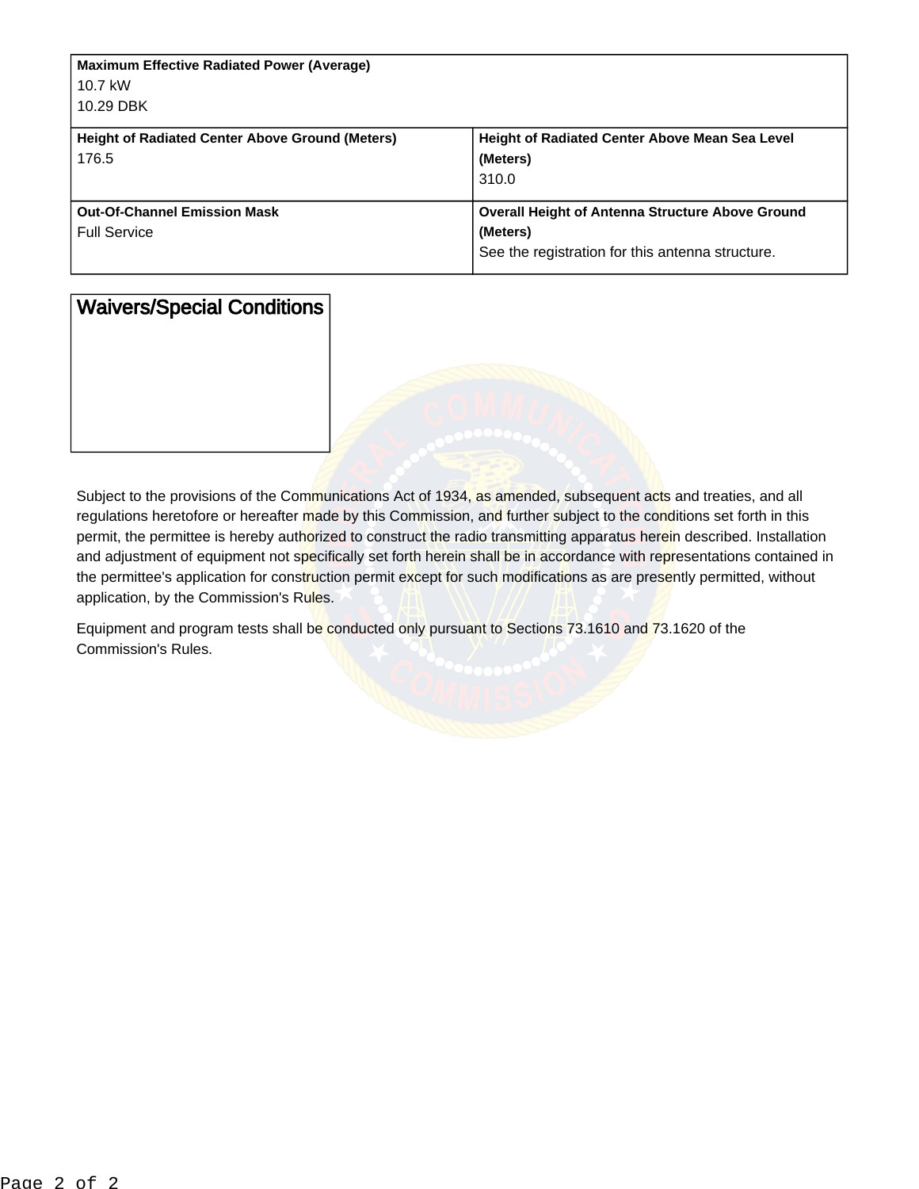| | |
|---|---|
| **Maximum Effective Radiated Power (Average)**<br>10.7 kW<br>10.29 DBK | |
| **Height of Radiated Center Above Ground (Meters)**<br>176.5 | **Height of Radiated Center Above Mean Sea Level (Meters)**<br>310.0 |
| **Out-Of-Channel Emission Mask**<br>Full Service | **Overall Height of Antenna Structure Above Ground (Meters)**<br>See the registration for this antenna structure. |

## Waivers/Special Conditions

Subject to the provisions of the Communications Act of 1934, as amended, subsequent acts and treaties, and all regulations heretofore or hereafter made by this Commission, and further subject to the conditions set forth in this permit, the permittee is hereby authorized to construct the radio transmitting apparatus herein described. Installation and adjustment of equipment not specifically set forth herein shall be in accordance with representations contained in the permittee's application for construction permit except for such modifications as are presently permitted, without application, by the Commission's Rules.

Equipment and program tests shall be conducted only pursuant to Sections 73.1610 and 73.1620 of the Commission's Rules.